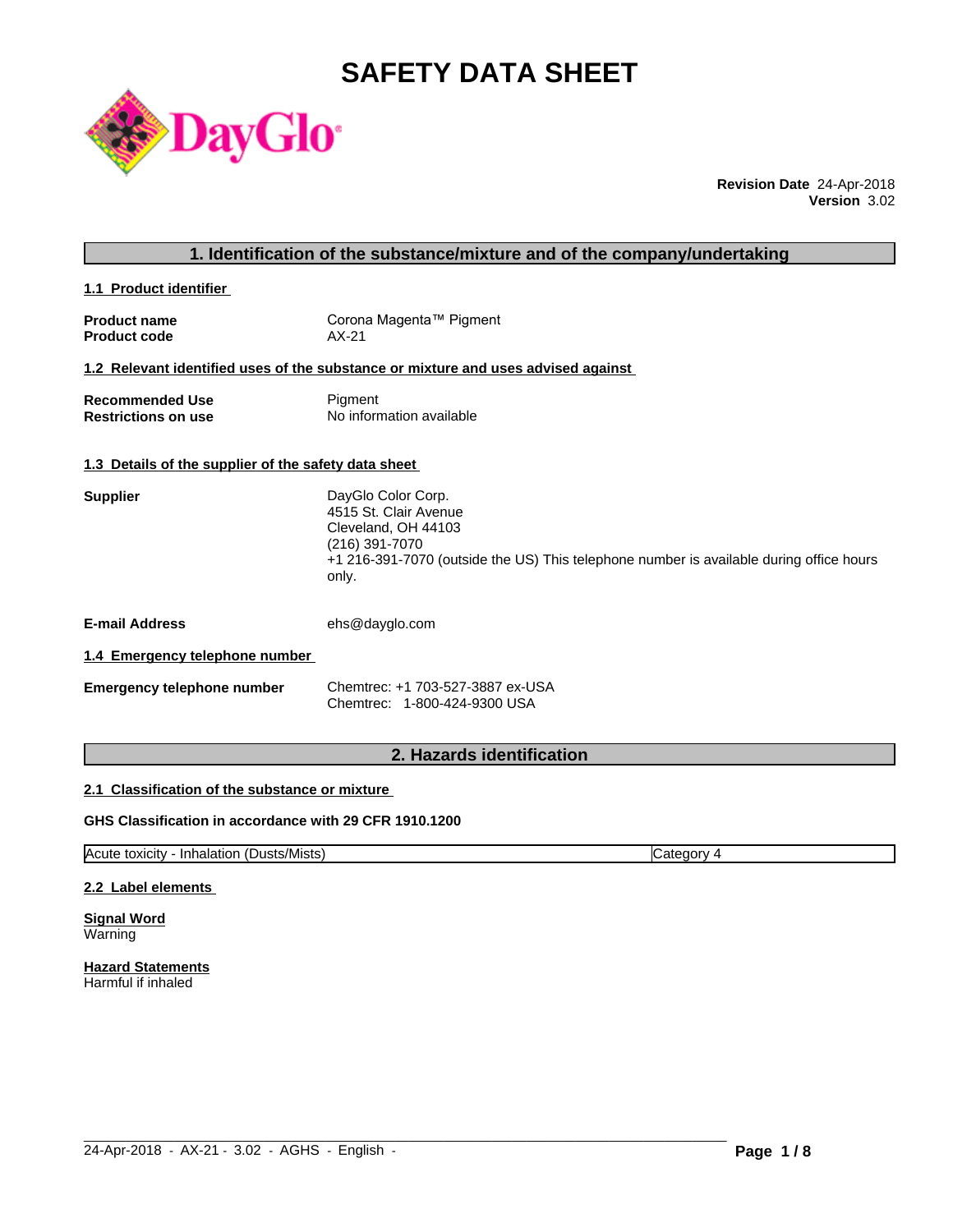# SAFETY DATA SHEET

**Revision Date** 24-Apr-2018
**Version** 3.02

## 1. Identification of the substance/mixture and of the company/undertaking

### 1.1 Product identifier

**Product name** Corona Magenta™ Pigment
**Product code** AX-21

### 1.2 Relevant identified uses of the substance or mixture and uses advised against

**Recommended Use** Pigment
**Restrictions on use** No information available

### 1.3 Details of the supplier of the safety data sheet

**Supplier**
DayGlo Color Corp.
4515 St. Clair Avenue
Cleveland, OH 44103
(216) 391-7070
+1 216-391-7070 (outside the US) This telephone number is available during office hours only.

**E-mail Address** ehs@dayglo.com

### 1.4 Emergency telephone number

**Emergency telephone number**
Chemtrec: +1 703-527-3887 ex-USA
Chemtrec: 1-800-424-9300 USA

## 2. Hazards identification

### 2.1 Classification of the substance or mixture

**GHS Classification in accordance with 29 CFR 1910.1200**

| Acute toxicity - Inhalation (Dusts/Mists) | Category 4 |
|---|---|

### 2.2 Label elements

**Signal Word**
Warning

**Hazard Statements**
Harmful if inhaled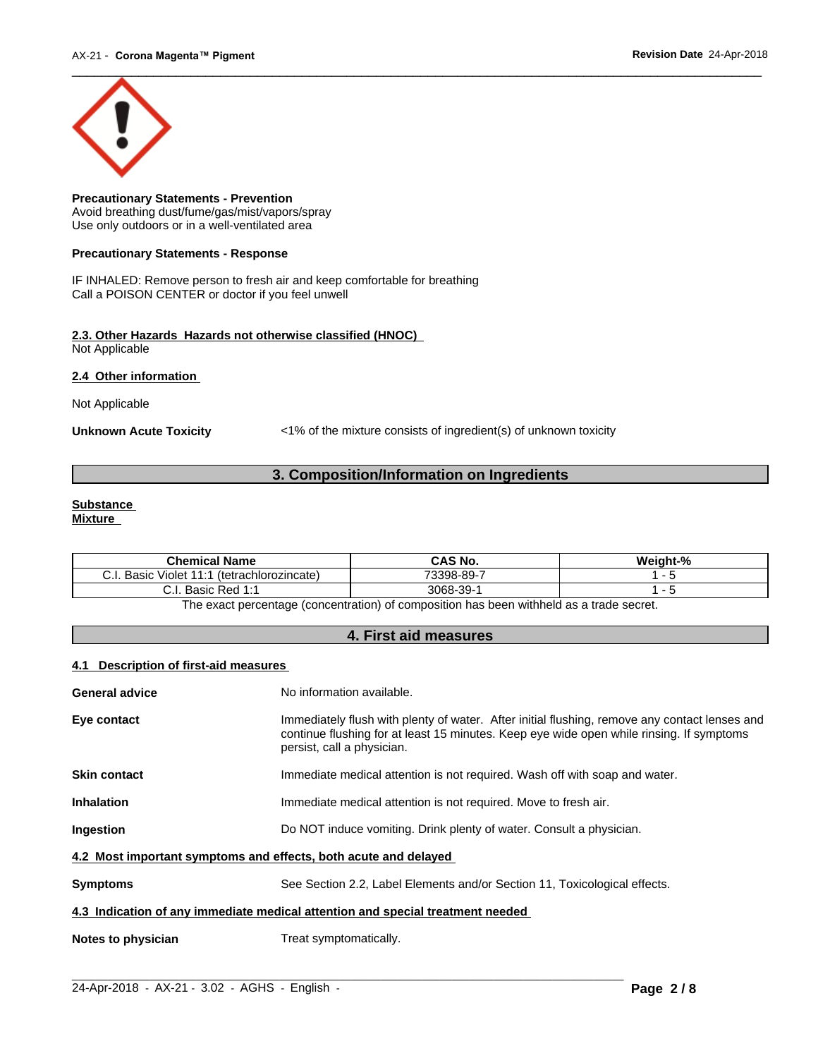**Precautionary Statements - Prevention**
Avoid breathing dust/fume/gas/mist/vapors/spray
Use only outdoors or in a well-ventilated area

**Precautionary Statements - Response**

IF INHALED: Remove person to fresh air and keep comfortable for breathing
Call a POISON CENTER or doctor if you feel unwell

**2.3. Other Hazards Hazards not otherwise classified (HNOC)**
Not Applicable

**2.4 Other information**

Not Applicable

**Unknown Acute Toxicity** <1% of the mixture consists of ingredient(s) of unknown toxicity

## 3. Composition/Information on Ingredients

**Substance**
**Mixture**

| Chemical Name | CAS No. | Weight-% |
|---|---|---|
| C.I. Basic Violet 11:1 (tetrachlorozincate) | 73398-89-7 | 1 - 5 |
| C.I. Basic Red 1:1 | 3068-39-1 | 1 - 5 |

The exact percentage (concentration) of composition has been withheld as a trade secret.

## 4. First aid measures

**4.1 Description of first-aid measures**

**General advice** No information available.

**Eye contact** Immediately flush with plenty of water. After initial flushing, remove any contact lenses and continue flushing for at least 15 minutes. Keep eye wide open while rinsing. If symptoms persist, call a physician.

**Skin contact** Immediate medical attention is not required. Wash off with soap and water.

**Inhalation** Immediate medical attention is not required. Move to fresh air.

**Ingestion** Do NOT induce vomiting. Drink plenty of water. Consult a physician.

**4.2 Most important symptoms and effects, both acute and delayed**

**Symptoms** See Section 2.2, Label Elements and/or Section 11, Toxicological effects.

**4.3 Indication of any immediate medical attention and special treatment needed**

**Notes to physician** Treat symptomatically.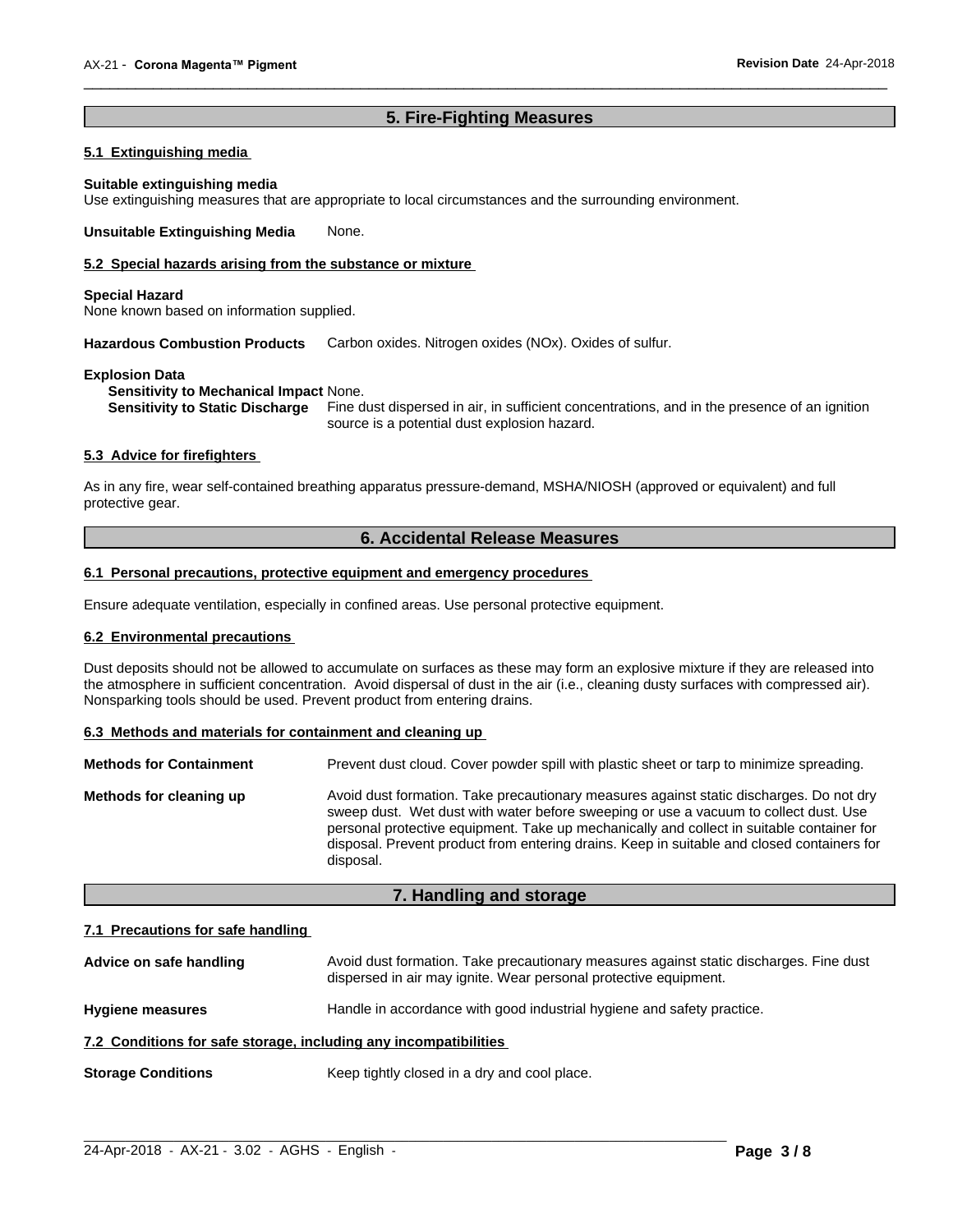## 5. Fire-Fighting Measures

### 5.1 Extinguishing media

**Suitable extinguishing media**
Use extinguishing measures that are appropriate to local circumstances and the surrounding environment.

**Unsuitable Extinguishing Media** None.

### 5.2 Special hazards arising from the substance or mixture

**Special Hazard**
None known based on information supplied.

**Hazardous Combustion Products** Carbon oxides. Nitrogen oxides (NOx). Oxides of sulfur.

**Explosion Data**
**Sensitivity to Mechanical Impact** None.
**Sensitivity to Static Discharge** Fine dust dispersed in air, in sufficient concentrations, and in the presence of an ignition source is a potential dust explosion hazard.

### 5.3 Advice for firefighters

As in any fire, wear self-contained breathing apparatus pressure-demand, MSHA/NIOSH (approved or equivalent) and full protective gear.

## 6. Accidental Release Measures

### 6.1 Personal precautions, protective equipment and emergency procedures

Ensure adequate ventilation, especially in confined areas. Use personal protective equipment.

### 6.2 Environmental precautions

Dust deposits should not be allowed to accumulate on surfaces as these may form an explosive mixture if they are released into the atmosphere in sufficient concentration. Avoid dispersal of dust in the air (i.e., cleaning dusty surfaces with compressed air). Nonsparking tools should be used. Prevent product from entering drains.

### 6.3 Methods and materials for containment and cleaning up

**Methods for Containment** Prevent dust cloud. Cover powder spill with plastic sheet or tarp to minimize spreading.

**Methods for cleaning up** Avoid dust formation. Take precautionary measures against static discharges. Do not dry sweep dust. Wet dust with water before sweeping or use a vacuum to collect dust. Use personal protective equipment. Take up mechanically and collect in suitable container for disposal. Prevent product from entering drains. Keep in suitable and closed containers for disposal.

## 7. Handling and storage

### 7.1 Precautions for safe handling

**Advice on safe handling** Avoid dust formation. Take precautionary measures against static discharges. Fine dust dispersed in air may ignite. Wear personal protective equipment.

**Hygiene measures** Handle in accordance with good industrial hygiene and safety practice.

### 7.2 Conditions for safe storage, including any incompatibilities

**Storage Conditions** Keep tightly closed in a dry and cool place.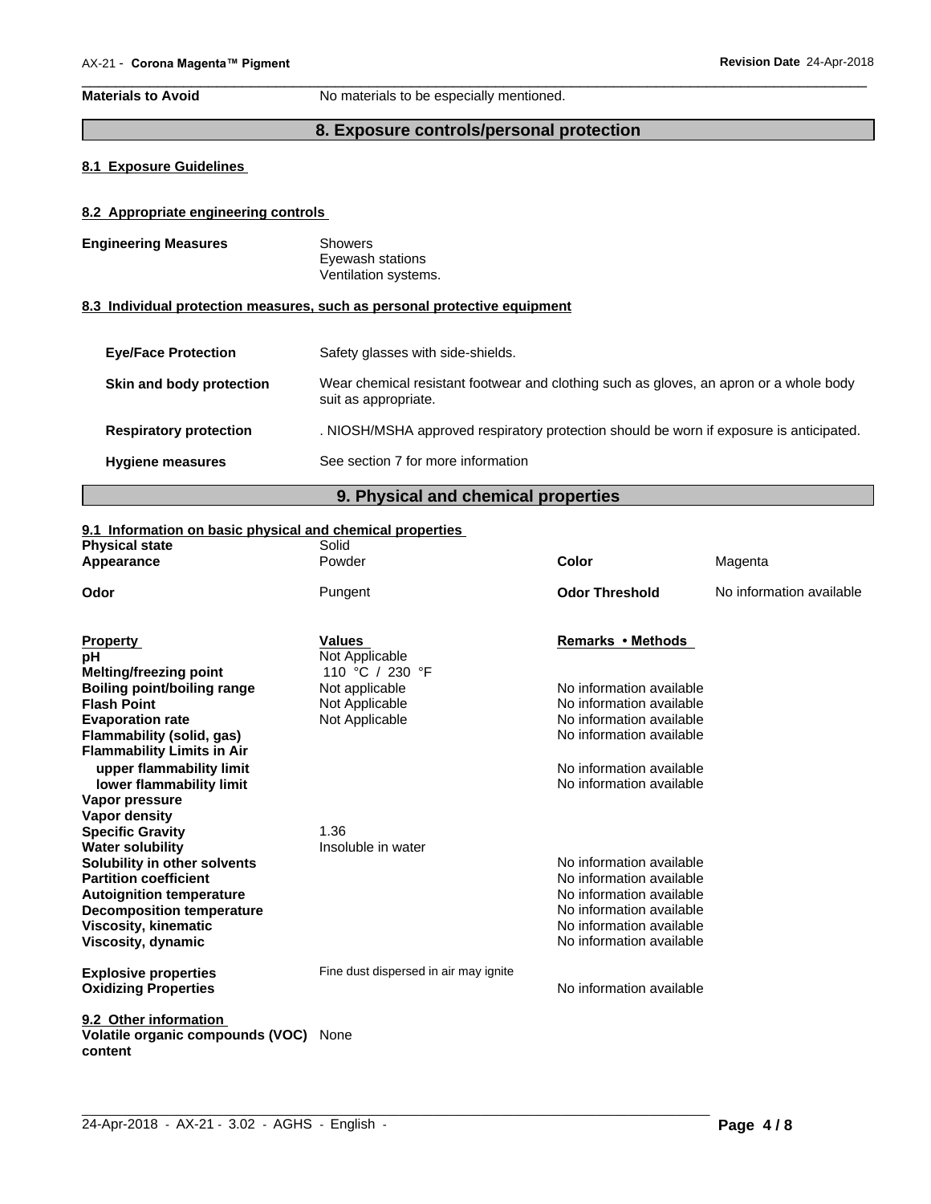**Materials to Avoid** No materials to be especially mentioned.

## 8. Exposure controls/personal protection

### 8.1 Exposure Guidelines

### 8.2 Appropriate engineering controls

**Engineering Measures**
Showers
Eyewash stations
Ventilation systems.

### 8.3 Individual protection measures, such as personal protective equipment

| | |
|---|---|
| **Eye/Face Protection** | Safety glasses with side-shields. |
| **Skin and body protection** | Wear chemical resistant footwear and clothing such as gloves, an apron or a whole body suit as appropriate. |
| **Respiratory protection** | . NIOSH/MSHA approved respiratory protection should be worn if exposure is anticipated. |
| **Hygiene measures** | See section 7 for more information |

## 9. Physical and chemical properties

### 9.1 Information on basic physical and chemical properties

| | | | |
|---|---|---|---|
| **Physical state** | Solid | | |
| **Appearance** | Powder | **Color** | Magenta |
| **Odor** | Pungent | **Odor Threshold** | No information available |

| **Property** | **Values** | **Remarks • Methods** |
|---|---|---|
| **pH** | Not Applicable | |
| **Melting/freezing point** | 110 °C / 230 °F | |
| **Boiling point/boiling range** | Not applicable | No information available |
| **Flash Point** | Not Applicable | No information available |
| **Evaporation rate** | Not Applicable | No information available |
| **Flammability (solid, gas)** | | No information available |
| **Flammability Limits in Air** | | |
| upper flammability limit | | No information available |
| lower flammability limit | | No information available |
| **Vapor pressure** | | |
| **Vapor density** | | |
| **Specific Gravity** | 1.36 | |
| **Water solubility** | Insoluble in water | |
| **Solubility in other solvents** | | No information available |
| **Partition coefficient** | | No information available |
| **Autoignition temperature** | | No information available |
| **Decomposition temperature** | | No information available |
| **Viscosity, kinematic** | | No information available |
| **Viscosity, dynamic** | | No information available |
| **Explosive properties** | Fine dust dispersed in air may ignite | |
| **Oxidizing Properties** | | No information available |

### 9.2 Other information

**Volatile organic compounds (VOC) content** None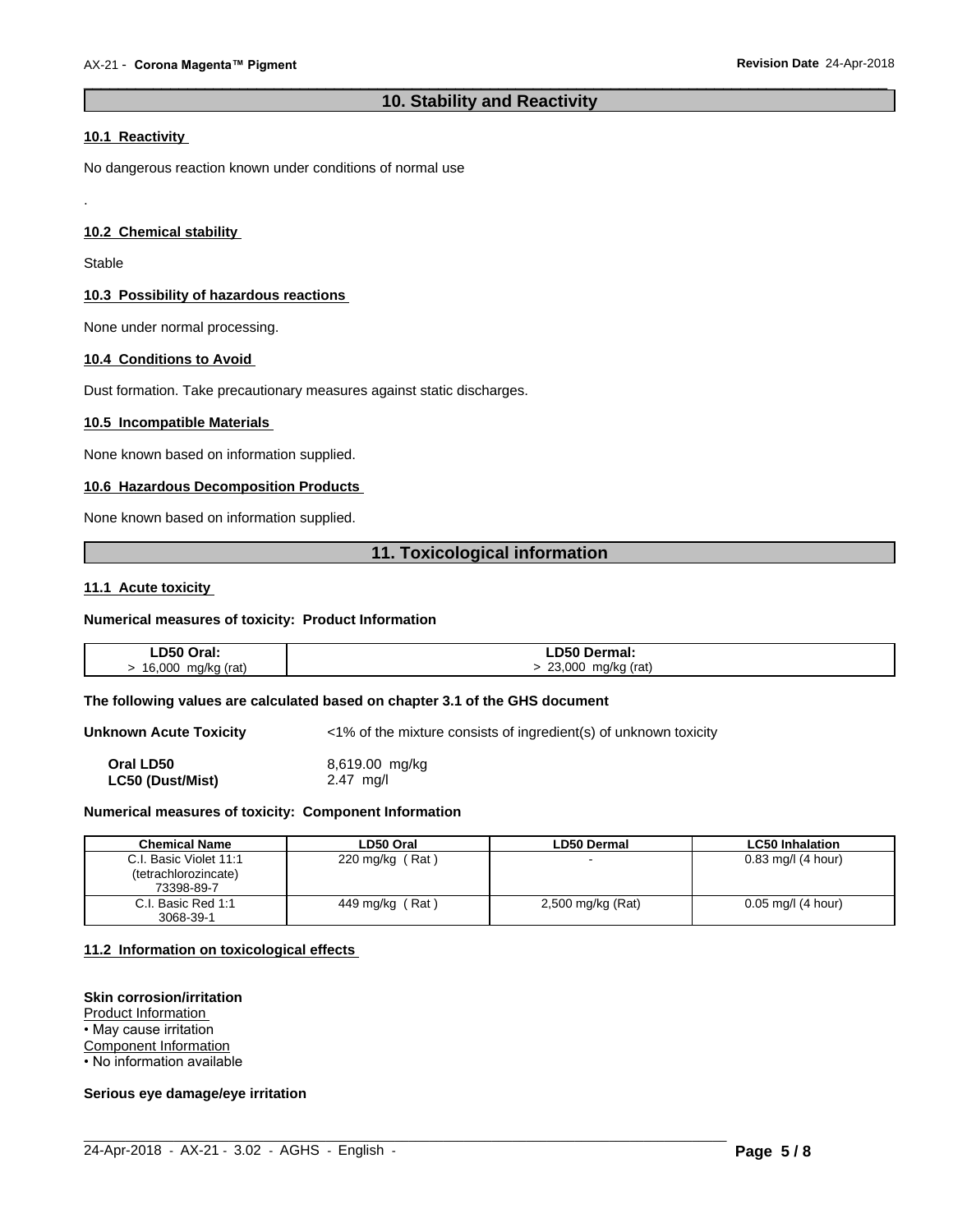## 10. Stability and Reactivity

### 10.1 Reactivity

No dangerous reaction known under conditions of normal use

.

### 10.2 Chemical stability

Stable

### 10.3 Possibility of hazardous reactions

None under normal processing.

### 10.4 Conditions to Avoid

Dust formation. Take precautionary measures against static discharges.

### 10.5 Incompatible Materials

None known based on information supplied.

### 10.6 Hazardous Decomposition Products

None known based on information supplied.

## 11. Toxicological information

### 11.1 Acute toxicity

**Numerical measures of toxicity: Product Information**

| LD50 Oral: | LD50 Dermal: |
|---|---|
| > 16,000 mg/kg (rat) | > 23,000 mg/kg (rat) |

**The following values are calculated based on chapter 3.1 of the GHS document**

**Unknown Acute Toxicity** <1% of the mixture consists of ingredient(s) of unknown toxicity

**Oral LD50** 8,619.00 mg/kg
**LC50 (Dust/Mist)** 2.47 mg/l

**Numerical measures of toxicity: Component Information**

| Chemical Name | LD50 Oral | LD50 Dermal | LC50 Inhalation |
|---|---|---|---|
| C.I. Basic Violet 11:1 (tetrachlorozincate) 73398-89-7 | 220 mg/kg ( Rat ) | - | 0.83 mg/l (4 hour) |
| C.I. Basic Red 1:1 3068-39-1 | 449 mg/kg ( Rat ) | 2,500 mg/kg (Rat) | 0.05 mg/l (4 hour) |

### 11.2 Information on toxicological effects

**Skin corrosion/irritation**
Product Information
• May cause irritation
Component Information
• No information available

**Serious eye damage/eye irritation**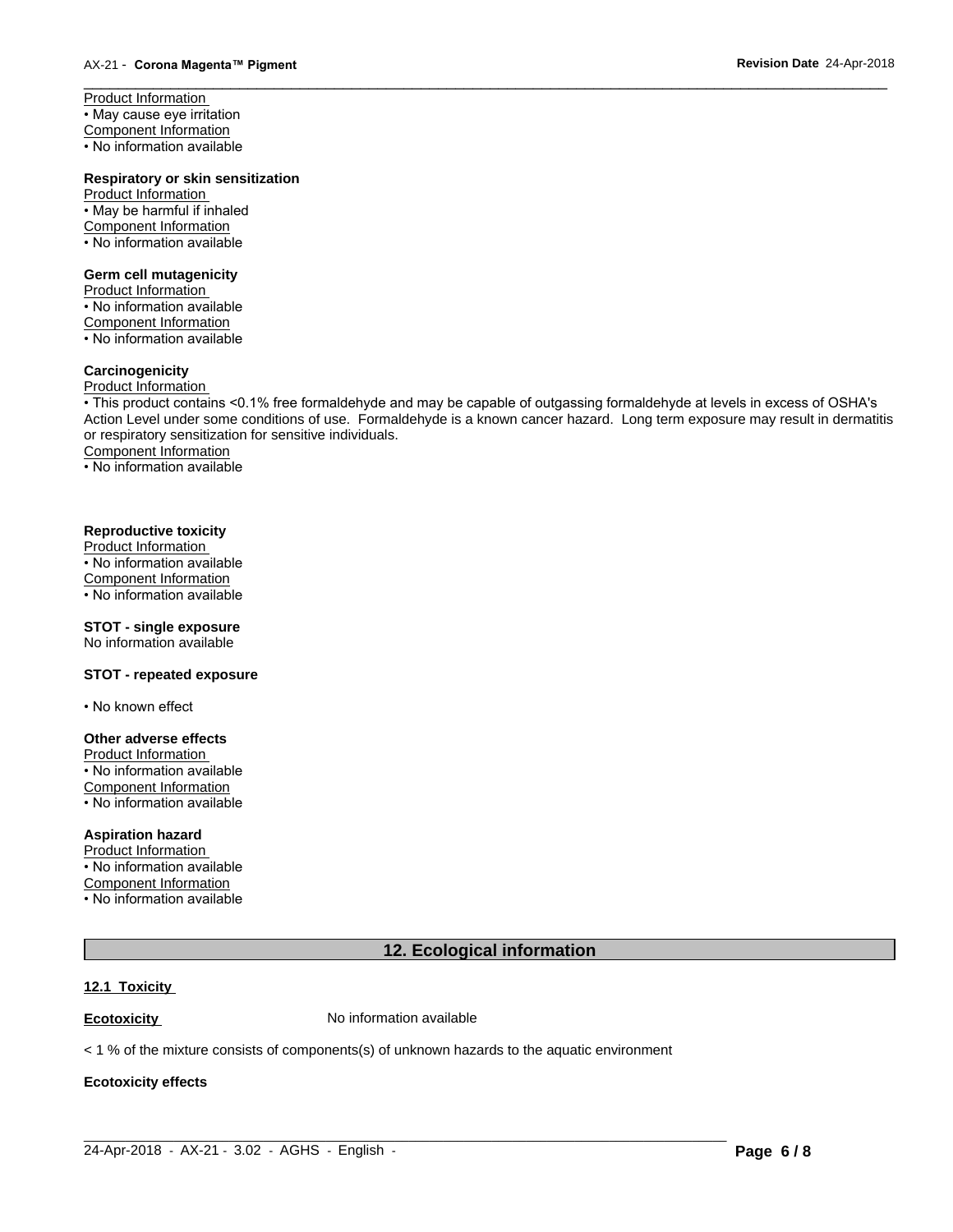Product Information
- May cause eye irritation

Component Information
- No information available

**Respiratory or skin sensitization**

Product Information
- May be harmful if inhaled

Component Information
- No information available

**Germ cell mutagenicity**

Product Information
- No information available

Component Information
- No information available

**Carcinogenicity**

Product Information
- This product contains <0.1% free formaldehyde and may be capable of outgassing formaldehyde at levels in excess of OSHA's Action Level under some conditions of use. Formaldehyde is a known cancer hazard. Long term exposure may result in dermatitis or respiratory sensitization for sensitive individuals.

Component Information
- No information available

**Reproductive toxicity**

Product Information
- No information available

Component Information
- No information available

**STOT - single exposure**

No information available

**STOT - repeated exposure**

- No known effect

**Other adverse effects**

Product Information
- No information available

Component Information
- No information available

**Aspiration hazard**

Product Information
- No information available

Component Information
- No information available

## 12. Ecological information

### 12.1 Toxicity

**Ecotoxicity** No information available

< 1 % of the mixture consists of components(s) of unknown hazards to the aquatic environment

**Ecotoxicity effects**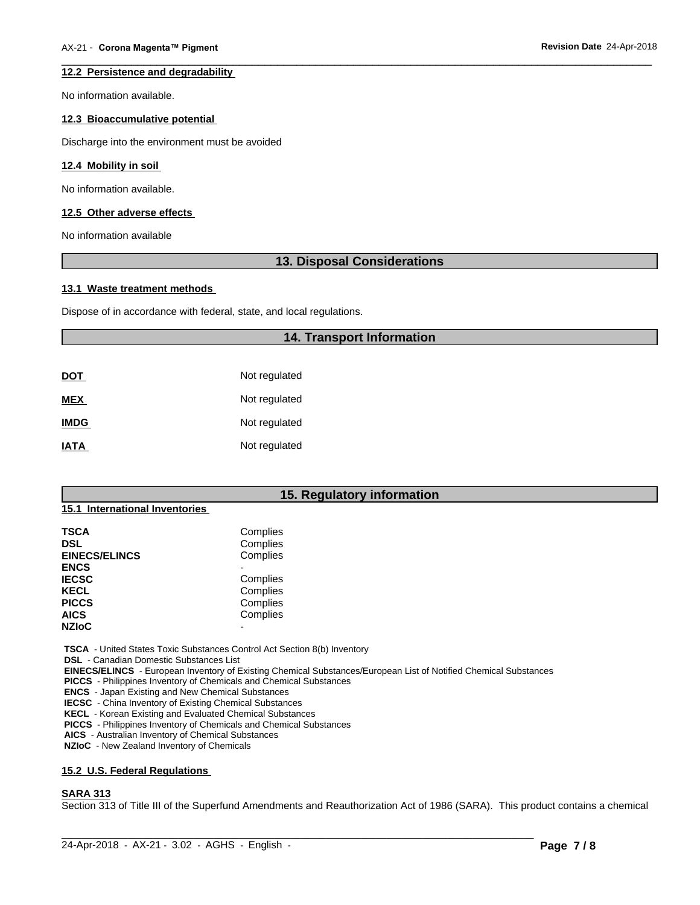#### 12.2 Persistence and degradability

No information available.

#### 12.3 Bioaccumulative potential

Discharge into the environment must be avoided

#### 12.4 Mobility in soil

No information available.

#### 12.5 Other adverse effects

No information available

## 13. Disposal Considerations

#### 13.1 Waste treatment methods

Dispose of in accordance with federal, state, and local regulations.

## 14. Transport Information

| | |
|---|---|
| **DOT** | Not regulated |
| **MEX** | Not regulated |
| **IMDG** | Not regulated |
| **IATA** | Not regulated |

## 15. Regulatory information

#### 15.1 International Inventories

| | |
|---|---|
| **TSCA** | Complies |
| **DSL** | Complies |
| **EINECS/ELINCS** | Complies |
| **ENCS** | - |
| **IECSC** | Complies |
| **KECL** | Complies |
| **PICCS** | Complies |
| **AICS** | Complies |
| **NZIoC** | - |

**TSCA** - United States Toxic Substances Control Act Section 8(b) Inventory
**DSL** - Canadian Domestic Substances List
**EINECS/ELINCS** - European Inventory of Existing Chemical Substances/European List of Notified Chemical Substances
**PICCS** - Philippines Inventory of Chemicals and Chemical Substances
**ENCS** - Japan Existing and New Chemical Substances
**IECSC** - China Inventory of Existing Chemical Substances
**KECL** - Korean Existing and Evaluated Chemical Substances
**PICCS** - Philippines Inventory of Chemicals and Chemical Substances
**AICS** - Australian Inventory of Chemical Substances
**NZIoC** - New Zealand Inventory of Chemicals

#### 15.2 U.S. Federal Regulations

**SARA 313**

Section 313 of Title III of the Superfund Amendments and Reauthorization Act of 1986 (SARA). This product contains a chemical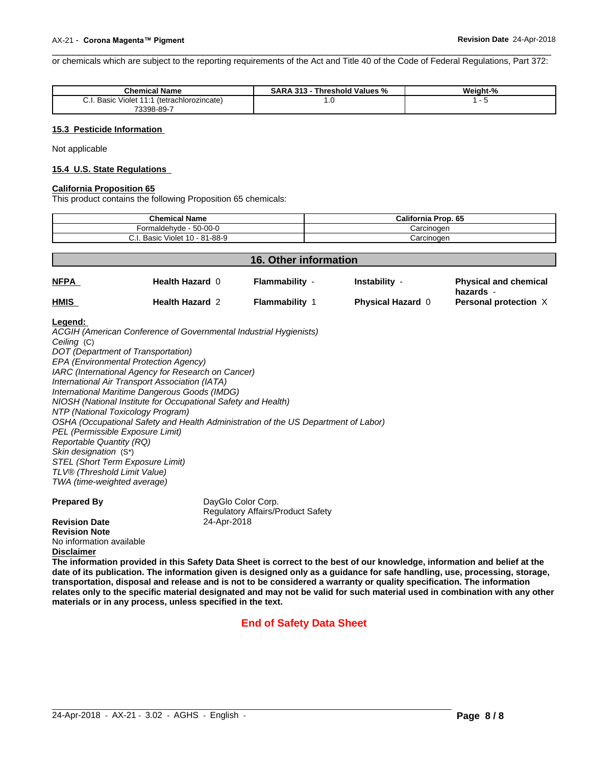or chemicals which are subject to the reporting requirements of the Act and Title 40 of the Code of Federal Regulations, Part 372:

| Chemical Name | SARA 313 - Threshold Values % | Weight-% |
|---|---|---|
| C.I. Basic Violet 11:1 (tetrachlorozincate) 73398-89-7 | 1.0 | 1 - 5 |

### 15.3 Pesticide Information

Not applicable

### 15.4 U.S. State Regulations

**California Proposition 65**
This product contains the following Proposition 65 chemicals:

| Chemical Name | California Prop. 65 |
|---|---|
| Formaldehyde - 50-00-0 | Carcinogen |
| C.I. Basic Violet 10 - 81-88-9 | Carcinogen |

## 16. Other information

| | | | | |
|---|---|---|---|---|
| **NFPA** | **Health Hazard** 0 | **Flammability** - | **Instability** - | **Physical and chemical hazards** - |
| **HMIS** | **Health Hazard** 2 | **Flammability** 1 | **Physical Hazard** 0 | **Personal protection** X |

**Legend:**
*ACGIH (American Conference of Governmental Industrial Hygienists)*
*Ceiling* (C)
*DOT (Department of Transportation)*
*EPA (Environmental Protection Agency)*
*IARC (International Agency for Research on Cancer)*
*International Air Transport Association (IATA)*
*International Maritime Dangerous Goods (IMDG)*
*NIOSH (National Institute for Occupational Safety and Health)*
*NTP (National Toxicology Program)*
*OSHA (Occupational Safety and Health Administration of the US Department of Labor)*
*PEL (Permissible Exposure Limit)*
*Reportable Quantity (RQ)*
*Skin designation* (S*)
*STEL (Short Term Exposure Limit)*
*TLV® (Threshold Limit Value)*
*TWA (time-weighted average)*

**Prepared By** DayGlo Color Corp.
Regulatory Affairs/Product Safety

**Revision Date** 24-Apr-2018

**Revision Note**
No information available

**Disclaimer**
**The information provided in this Safety Data Sheet is correct to the best of our knowledge, information and belief at the date of its publication. The information given is designed only as a guidance for safe handling, use, processing, storage, transportation, disposal and release and is not to be considered a warranty or quality specification. The information relates only to the specific material designated and may not be valid for such material used in combination with any other materials or in any process, unless specified in the text.**

**End of Safety Data Sheet**